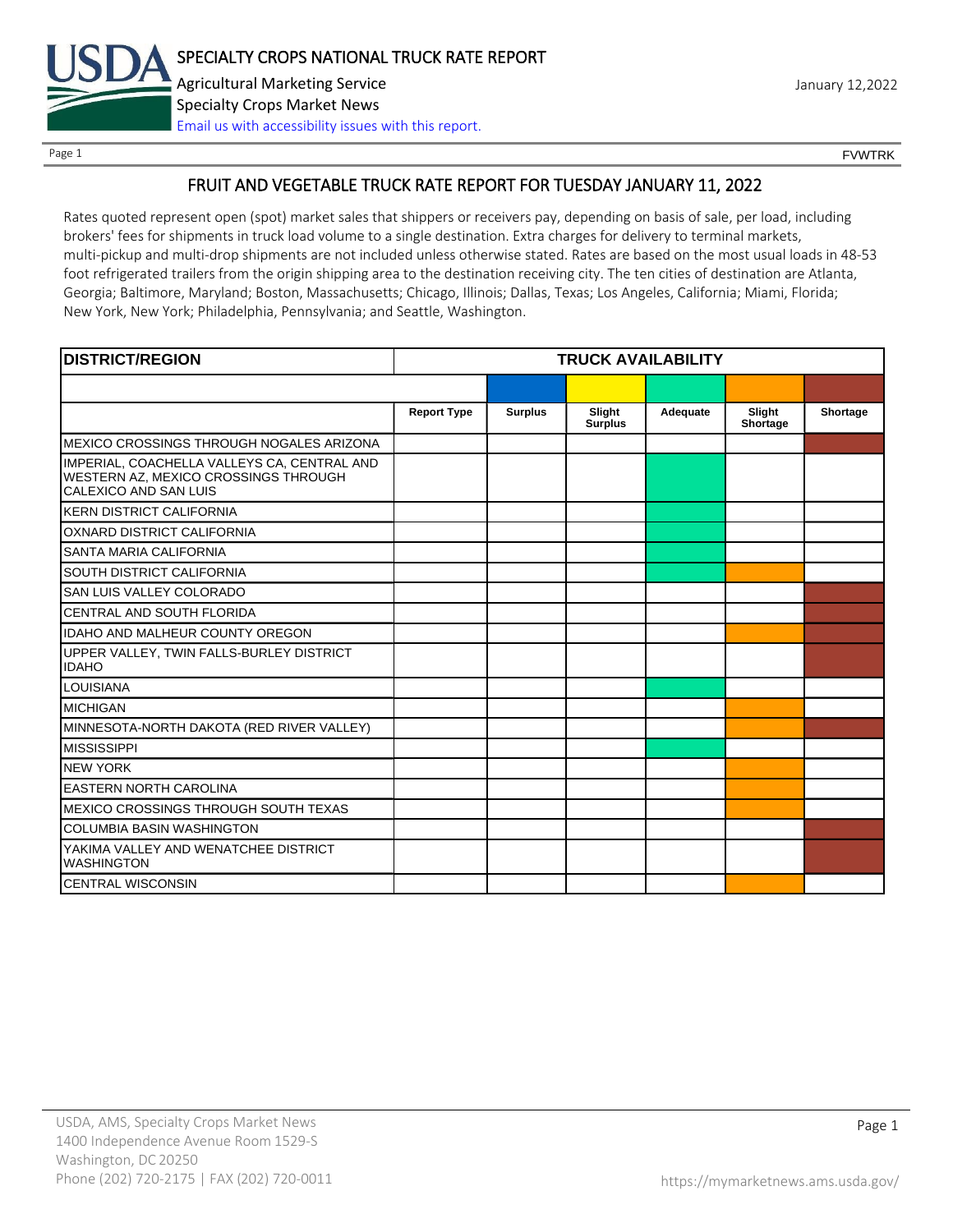# SPECIALTY CROPS NATIONAL TRUCK RATE REPORT

Agricultural Marketing Service

Specialty Crops Market News

Email us with accessibility issues with this report.

January 12,2022

FVWTRK

## FRUIT AND VEGETABLE TRUCK RATE REPORT FOR TUESDAY JANUARY 11, 2022

Rates quoted represent open (spot) market sales that shippers or receivers pay, depending on basis of sale, per load, including brokers' fees for shipments in truck load volume to a single destination. Extra charges for delivery to terminal markets, multi-pickup and multi-drop shipments are not included unless otherwise stated. Rates are based on the most usual loads in 48-53 foot refrigerated trailers from the origin shipping area to the destination receiving city. The ten cities of destination are Atlanta, Georgia; Baltimore, Maryland; Boston, Massachusetts; Chicago, Illinois; Dallas, Texas; Los Angeles, California; Miami, Florida; New York, New York; Philadelphia, Pennsylvania; and Seattle, Washington.

| DISTRICT/REGION | TRUCK AVAILABILITY | | | | | |
|---|---|---|---|---|---|---|
| | Report Type | Surplus | Slight Surplus | Adequate | Slight Shortage | Shortage |
| MEXICO CROSSINGS THROUGH NOGALES ARIZONA | | | | | | X |
| IMPERIAL, COACHELLA VALLEYS CA, CENTRAL AND WESTERN AZ, MEXICO CROSSINGS THROUGH CALEXICO AND SAN LUIS | | | | X | | |
| KERN DISTRICT CALIFORNIA | | | | X | | |
| OXNARD DISTRICT CALIFORNIA | | | | X | | |
| SANTA MARIA CALIFORNIA | | | | X | | |
| SOUTH DISTRICT CALIFORNIA | | | | X | X | |
| SAN LUIS VALLEY COLORADO | | | | | | X |
| CENTRAL AND SOUTH FLORIDA | | | | | | X |
| IDAHO AND MALHEUR COUNTY OREGON | | | | | X | X |
| UPPER VALLEY, TWIN FALLS-BURLEY DISTRICT IDAHO | | | | | | X |
| LOUISIANA | | | | X | | |
| MICHIGAN | | | | | X | |
| MINNESOTA-NORTH DAKOTA (RED RIVER VALLEY) | | | | | X | X |
| MISSISSIPPI | | | | X | | |
| NEW YORK | | | | | X | |
| EASTERN NORTH CAROLINA | | | | | X | |
| MEXICO CROSSINGS THROUGH SOUTH TEXAS | | | | | X | |
| COLUMBIA BASIN WASHINGTON | | | | | | X |
| YAKIMA VALLEY AND WENATCHEE DISTRICT WASHINGTON | | | | | | X |
| CENTRAL WISCONSIN | | | | | X | |

USDA, AMS, Specialty Crops Market News
1400 Independence Avenue Room 1529-S
Washington, DC 20250
Phone (202) 720-2175 | FAX (202) 720-0011

https://mymarketnews.ams.usda.gov/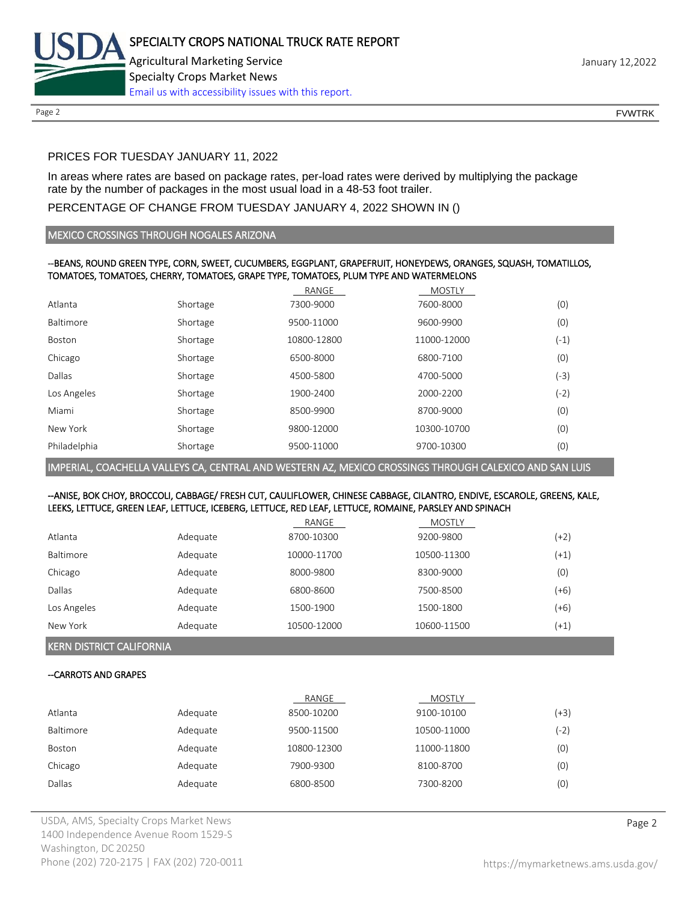PRICES FOR TUESDAY JANUARY 11, 2022

In areas where rates are based on package rates, per-load rates were derived by multiplying the package rate by the number of packages in the most usual load in a 48-53 foot trailer.

PERCENTAGE OF CHANGE FROM TUESDAY JANUARY 4, 2022 SHOWN IN ()

## MEXICO CROSSINGS THROUGH NOGALES ARIZONA

--BEANS, ROUND GREEN TYPE, CORN, SWEET, CUCUMBERS, EGGPLANT, GRAPEFRUIT, HONEYDEWS, ORANGES, SQUASH, TOMATILLOS, TOMATOES, TOMATOES, CHERRY, TOMATOES, GRAPE TYPE, TOMATOES, PLUM TYPE AND WATERMELONS

| | | RANGE | MOSTLY | |
|---|---|---|---|---|
| Atlanta | Shortage | 7300-9000 | 7600-8000 | (0) |
| Baltimore | Shortage | 9500-11000 | 9600-9900 | (0) |
| Boston | Shortage | 10800-12800 | 11000-12000 | (-1) |
| Chicago | Shortage | 6500-8000 | 6800-7100 | (0) |
| Dallas | Shortage | 4500-5800 | 4700-5000 | (-3) |
| Los Angeles | Shortage | 1900-2400 | 2000-2200 | (-2) |
| Miami | Shortage | 8500-9900 | 8700-9000 | (0) |
| New York | Shortage | 9800-12000 | 10300-10700 | (0) |
| Philadelphia | Shortage | 9500-11000 | 9700-10300 | (0) |

## IMPERIAL, COACHELLA VALLEYS CA, CENTRAL AND WESTERN AZ, MEXICO CROSSINGS THROUGH CALEXICO AND SAN LUIS

--ANISE, BOK CHOY, BROCCOLI, CABBAGE/ FRESH CUT, CAULIFLOWER, CHINESE CABBAGE, CILANTRO, ENDIVE, ESCAROLE, GREENS, KALE, LEEKS, LETTUCE, GREEN LEAF, LETTUCE, ICEBERG, LETTUCE, RED LEAF, LETTUCE, ROMAINE, PARSLEY AND SPINACH

| | | RANGE | MOSTLY | |
|---|---|---|---|---|
| Atlanta | Adequate | 8700-10300 | 9200-9800 | (+2) |
| Baltimore | Adequate | 10000-11700 | 10500-11300 | (+1) |
| Chicago | Adequate | 8000-9800 | 8300-9000 | (0) |
| Dallas | Adequate | 6800-8600 | 7500-8500 | (+6) |
| Los Angeles | Adequate | 1500-1900 | 1500-1800 | (+6) |
| New York | Adequate | 10500-12000 | 10600-11500 | (+1) |

## KERN DISTRICT CALIFORNIA

--CARROTS AND GRAPES

| | | RANGE | MOSTLY | |
|---|---|---|---|---|
| Atlanta | Adequate | 8500-10200 | 9100-10100 | (+3) |
| Baltimore | Adequate | 9500-11500 | 10500-11000 | (-2) |
| Boston | Adequate | 10800-12300 | 11000-11800 | (0) |
| Chicago | Adequate | 7900-9300 | 8100-8700 | (0) |
| Dallas | Adequate | 6800-8500 | 7300-8200 | (0) |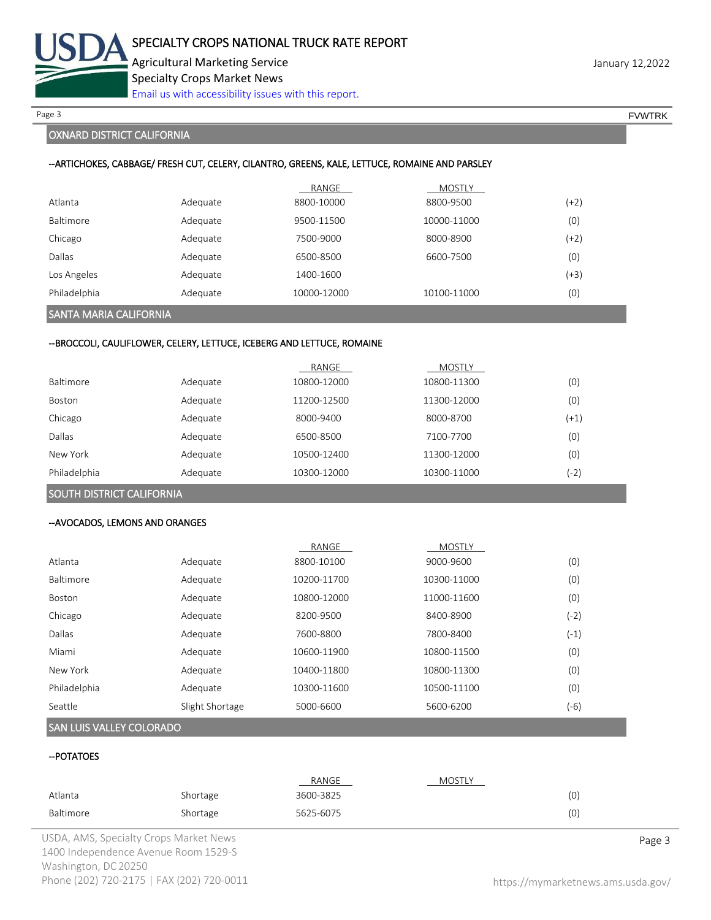## OXNARD DISTRICT CALIFORNIA

--ARTICHOKES, CABBAGE/ FRESH CUT, CELERY, CILANTRO, GREENS, KALE, LETTUCE, ROMAINE AND PARSLEY

| | | RANGE | MOSTLY | |
|---|---|---|---|---|
| Atlanta | Adequate | 8800-10000 | 8800-9500 | (+2) |
| Baltimore | Adequate | 9500-11500 | 10000-11000 | (0) |
| Chicago | Adequate | 7500-9000 | 8000-8900 | (+2) |
| Dallas | Adequate | 6500-8500 | 6600-7500 | (0) |
| Los Angeles | Adequate | 1400-1600 | | (+3) |
| Philadelphia | Adequate | 10000-12000 | 10100-11000 | (0) |

## SANTA MARIA CALIFORNIA

--BROCCOLI, CAULIFLOWER, CELERY, LETTUCE, ICEBERG AND LETTUCE, ROMAINE

| | | RANGE | MOSTLY | |
|---|---|---|---|---|
| Baltimore | Adequate | 10800-12000 | 10800-11300 | (0) |
| Boston | Adequate | 11200-12500 | 11300-12000 | (0) |
| Chicago | Adequate | 8000-9400 | 8000-8700 | (+1) |
| Dallas | Adequate | 6500-8500 | 7100-7700 | (0) |
| New York | Adequate | 10500-12400 | 11300-12000 | (0) |
| Philadelphia | Adequate | 10300-12000 | 10300-11000 | (-2) |

## SOUTH DISTRICT CALIFORNIA

--AVOCADOS, LEMONS AND ORANGES

| | | RANGE | MOSTLY | |
|---|---|---|---|---|
| Atlanta | Adequate | 8800-10100 | 9000-9600 | (0) |
| Baltimore | Adequate | 10200-11700 | 10300-11000 | (0) |
| Boston | Adequate | 10800-12000 | 11000-11600 | (0) |
| Chicago | Adequate | 8200-9500 | 8400-8900 | (-2) |
| Dallas | Adequate | 7600-8800 | 7800-8400 | (-1) |
| Miami | Adequate | 10600-11900 | 10800-11500 | (0) |
| New York | Adequate | 10400-11800 | 10800-11300 | (0) |
| Philadelphia | Adequate | 10300-11600 | 10500-11100 | (0) |
| Seattle | Slight Shortage | 5000-6600 | 5600-6200 | (-6) |

## SAN LUIS VALLEY COLORADO

--POTATOES

| | | RANGE | MOSTLY | |
|---|---|---|---|---|
| Atlanta | Shortage | 3600-3825 | | (0) |
| Baltimore | Shortage | 5625-6075 | | (0) |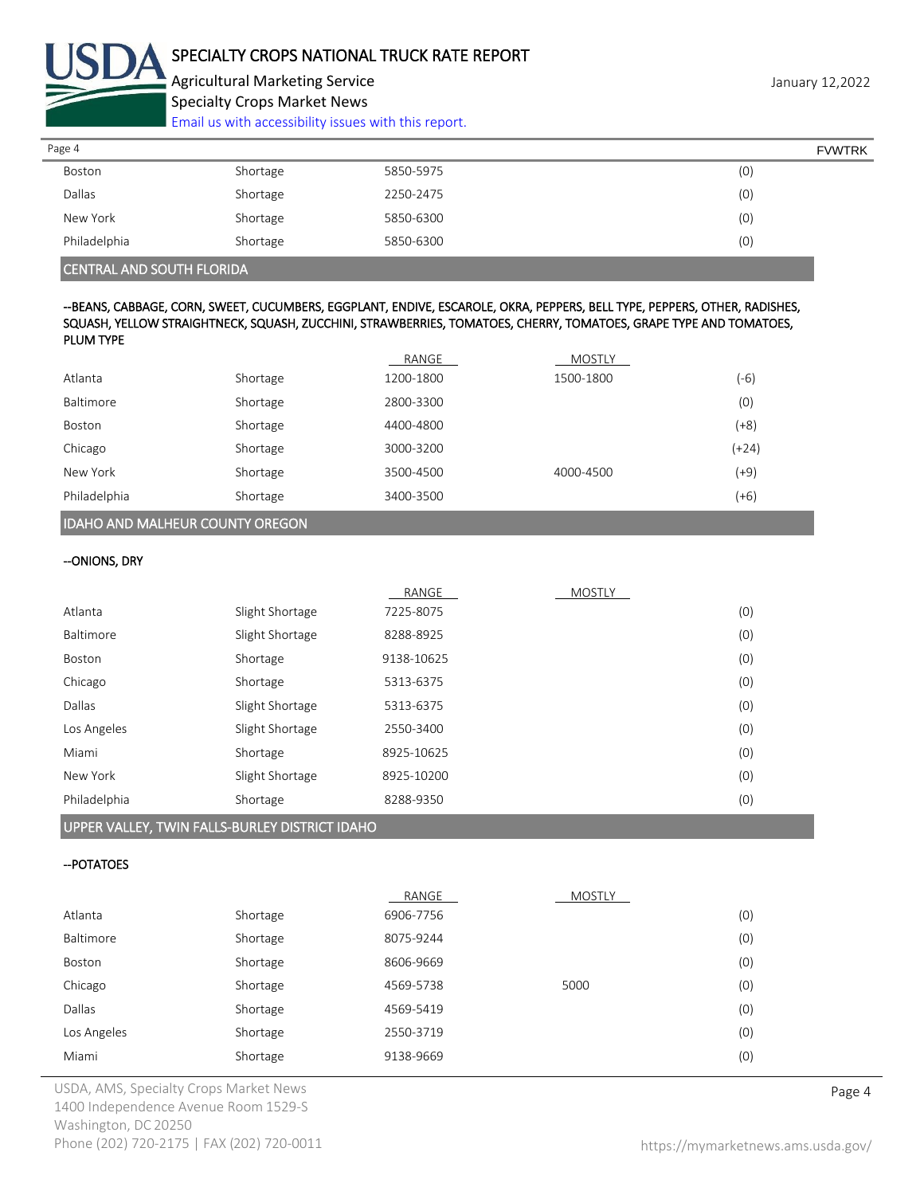| | | | | |
|---|---|---|---|---|
| Boston | Shortage | 5850-5975 | | (0) |
| Dallas | Shortage | 2250-2475 | | (0) |
| New York | Shortage | 5850-6300 | | (0) |
| Philadelphia | Shortage | 5850-6300 | | (0) |

## CENTRAL AND SOUTH FLORIDA

**--BEANS, CABBAGE, CORN, SWEET, CUCUMBERS, EGGPLANT, ENDIVE, ESCAROLE, OKRA, PEPPERS, BELL TYPE, PEPPERS, OTHER, RADISHES, SQUASH, YELLOW STRAIGHTNECK, SQUASH, ZUCCHINI, STRAWBERRIES, TOMATOES, CHERRY, TOMATOES, GRAPE TYPE AND TOMATOES, PLUM TYPE**

| | | RANGE | MOSTLY | |
|---|---|---|---|---|
| Atlanta | Shortage | 1200-1800 | 1500-1800 | (-6) |
| Baltimore | Shortage | 2800-3300 | | (0) |
| Boston | Shortage | 4400-4800 | | (+8) |
| Chicago | Shortage | 3000-3200 | | (+24) |
| New York | Shortage | 3500-4500 | 4000-4500 | (+9) |
| Philadelphia | Shortage | 3400-3500 | | (+6) |

## IDAHO AND MALHEUR COUNTY OREGON

**--ONIONS, DRY**

| | | RANGE | MOSTLY | |
|---|---|---|---|---|
| Atlanta | Slight Shortage | 7225-8075 | | (0) |
| Baltimore | Slight Shortage | 8288-8925 | | (0) |
| Boston | Shortage | 9138-10625 | | (0) |
| Chicago | Shortage | 5313-6375 | | (0) |
| Dallas | Slight Shortage | 5313-6375 | | (0) |
| Los Angeles | Slight Shortage | 2550-3400 | | (0) |
| Miami | Shortage | 8925-10625 | | (0) |
| New York | Slight Shortage | 8925-10200 | | (0) |
| Philadelphia | Shortage | 8288-9350 | | (0) |

## UPPER VALLEY, TWIN FALLS-BURLEY DISTRICT IDAHO

**--POTATOES**

| | | RANGE | MOSTLY | |
|---|---|---|---|---|
| Atlanta | Shortage | 6906-7756 | | (0) |
| Baltimore | Shortage | 8075-9244 | | (0) |
| Boston | Shortage | 8606-9669 | | (0) |
| Chicago | Shortage | 4569-5738 | 5000 | (0) |
| Dallas | Shortage | 4569-5419 | | (0) |
| Los Angeles | Shortage | 2550-3719 | | (0) |
| Miami | Shortage | 9138-9669 | | (0) |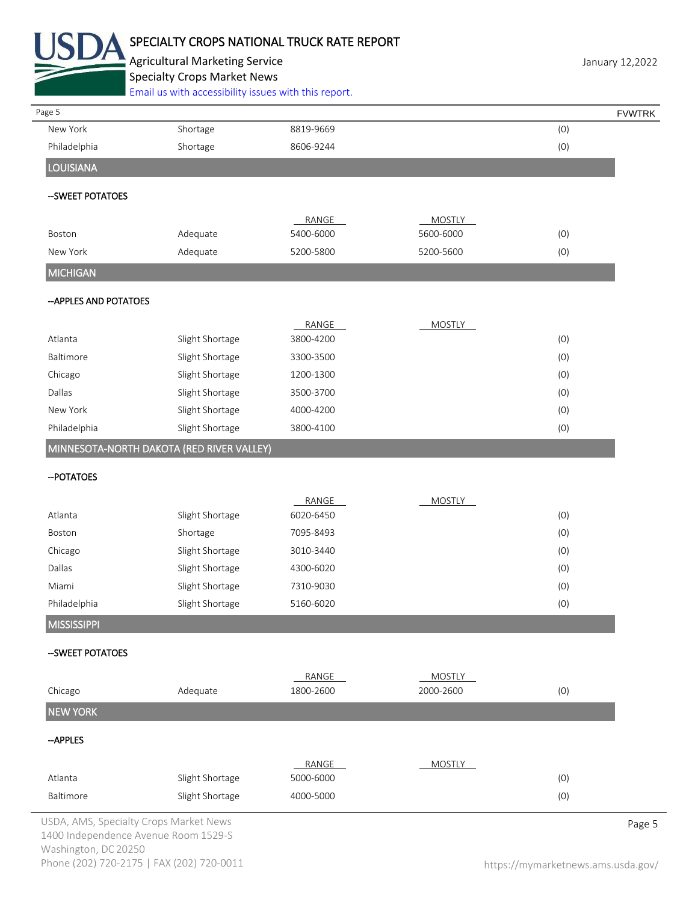| | | | | |
|---|---|---|---|---|
| New York | Shortage | 8819-9669 | | (0) |
| Philadelphia | Shortage | 8606-9244 | | (0) |

## LOUISIANA

### --SWEET POTATOES

| | | RANGE | MOSTLY | |
|---|---|---|---|---|
| Boston | Adequate | 5400-6000 | 5600-6000 | (0) |
| New York | Adequate | 5200-5800 | 5200-5600 | (0) |

## MICHIGAN

### --APPLES AND POTATOES

| | | RANGE | MOSTLY | |
|---|---|---|---|---|
| Atlanta | Slight Shortage | 3800-4200 | | (0) |
| Baltimore | Slight Shortage | 3300-3500 | | (0) |
| Chicago | Slight Shortage | 1200-1300 | | (0) |
| Dallas | Slight Shortage | 3500-3700 | | (0) |
| New York | Slight Shortage | 4000-4200 | | (0) |
| Philadelphia | Slight Shortage | 3800-4100 | | (0) |

## MINNESOTA-NORTH DAKOTA (RED RIVER VALLEY)

### --POTATOES

| | | RANGE | MOSTLY | |
|---|---|---|---|---|
| Atlanta | Slight Shortage | 6020-6450 | | (0) |
| Boston | Shortage | 7095-8493 | | (0) |
| Chicago | Slight Shortage | 3010-3440 | | (0) |
| Dallas | Slight Shortage | 4300-6020 | | (0) |
| Miami | Slight Shortage | 7310-9030 | | (0) |
| Philadelphia | Slight Shortage | 5160-6020 | | (0) |

## MISSISSIPPI

### --SWEET POTATOES

| | | RANGE | MOSTLY | |
|---|---|---|---|---|
| Chicago | Adequate | 1800-2600 | 2000-2600 | (0) |

## NEW YORK

### --APPLES

| | | RANGE | MOSTLY | |
|---|---|---|---|---|
| Atlanta | Slight Shortage | 5000-6000 | | (0) |
| Baltimore | Slight Shortage | 4000-5000 | | (0) |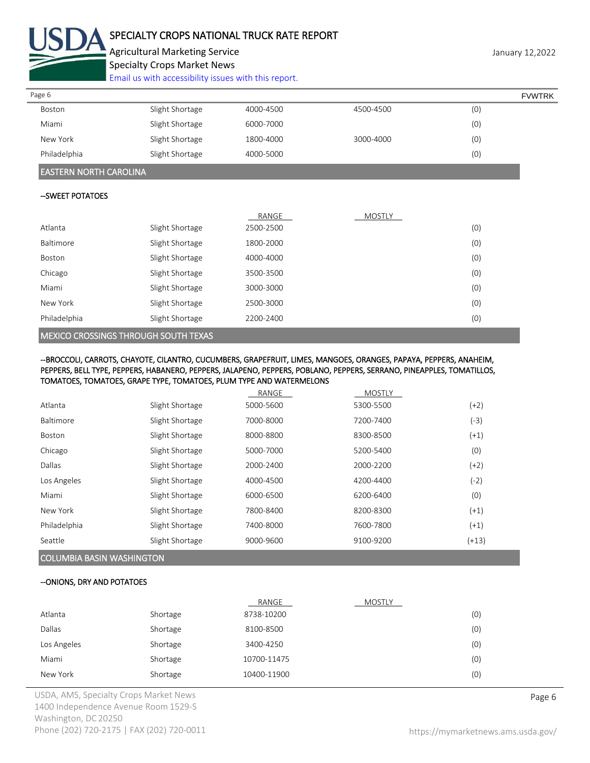| | | | | |
|---|---|---|---|---|
| Boston | Slight Shortage | 4000-4500 | 4500-4500 | (0) |
| Miami | Slight Shortage | 6000-7000 | | (0) |
| New York | Slight Shortage | 1800-4000 | 3000-4000 | (0) |
| Philadelphia | Slight Shortage | 4000-5000 | | (0) |

## EASTERN NORTH CAROLINA

### --SWEET POTATOES

| | | RANGE | MOSTLY | |
|---|---|---|---|---|
| Atlanta | Slight Shortage | 2500-2500 | | (0) |
| Baltimore | Slight Shortage | 1800-2000 | | (0) |
| Boston | Slight Shortage | 4000-4000 | | (0) |
| Chicago | Slight Shortage | 3500-3500 | | (0) |
| Miami | Slight Shortage | 3000-3000 | | (0) |
| New York | Slight Shortage | 2500-3000 | | (0) |
| Philadelphia | Slight Shortage | 2200-2400 | | (0) |

## MEXICO CROSSINGS THROUGH SOUTH TEXAS

### --BROCCOLI, CARROTS, CHAYOTE, CILANTRO, CUCUMBERS, GRAPEFRUIT, LIMES, MANGOES, ORANGES, PAPAYA, PEPPERS, ANAHEIM, PEPPERS, BELL TYPE, PEPPERS, HABANERO, PEPPERS, JALAPENO, PEPPERS, POBLANO, PEPPERS, SERRANO, PINEAPPLES, TOMATILLOS, TOMATOES, TOMATOES, GRAPE TYPE, TOMATOES, PLUM TYPE AND WATERMELONS

| | | RANGE | MOSTLY | |
|---|---|---|---|---|
| Atlanta | Slight Shortage | 5000-5600 | 5300-5500 | (+2) |
| Baltimore | Slight Shortage | 7000-8000 | 7200-7400 | (-3) |
| Boston | Slight Shortage | 8000-8800 | 8300-8500 | (+1) |
| Chicago | Slight Shortage | 5000-7000 | 5200-5400 | (0) |
| Dallas | Slight Shortage | 2000-2400 | 2000-2200 | (+2) |
| Los Angeles | Slight Shortage | 4000-4500 | 4200-4400 | (-2) |
| Miami | Slight Shortage | 6000-6500 | 6200-6400 | (0) |
| New York | Slight Shortage | 7800-8400 | 8200-8300 | (+1) |
| Philadelphia | Slight Shortage | 7400-8000 | 7600-7800 | (+1) |
| Seattle | Slight Shortage | 9000-9600 | 9100-9200 | (+13) |

## COLUMBIA BASIN WASHINGTON

### --ONIONS, DRY AND POTATOES

| | | RANGE | MOSTLY | |
|---|---|---|---|---|
| Atlanta | Shortage | 8738-10200 | | (0) |
| Dallas | Shortage | 8100-8500 | | (0) |
| Los Angeles | Shortage | 3400-4250 | | (0) |
| Miami | Shortage | 10700-11475 | | (0) |
| New York | Shortage | 10400-11900 | | (0) |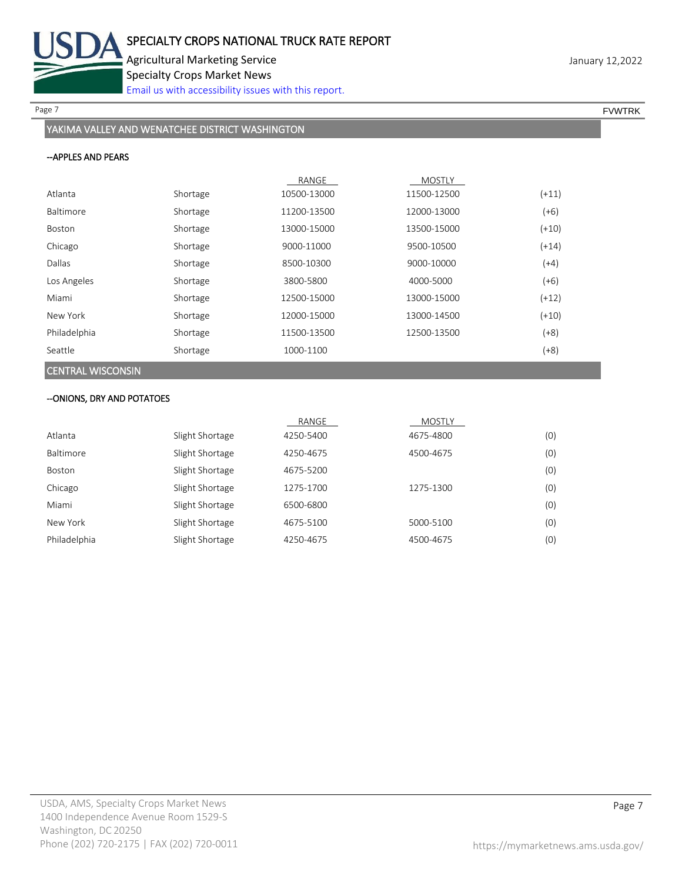## YAKIMA VALLEY AND WENATCHEE DISTRICT WASHINGTON

### --APPLES AND PEARS

| | | RANGE | MOSTLY | |
|---|---|---|---|---|
| Atlanta | Shortage | 10500-13000 | 11500-12500 | (+11) |
| Baltimore | Shortage | 11200-13500 | 12000-13000 | (+6) |
| Boston | Shortage | 13000-15000 | 13500-15000 | (+10) |
| Chicago | Shortage | 9000-11000 | 9500-10500 | (+14) |
| Dallas | Shortage | 8500-10300 | 9000-10000 | (+4) |
| Los Angeles | Shortage | 3800-5800 | 4000-5000 | (+6) |
| Miami | Shortage | 12500-15000 | 13000-15000 | (+12) |
| New York | Shortage | 12000-15000 | 13000-14500 | (+10) |
| Philadelphia | Shortage | 11500-13500 | 12500-13500 | (+8) |
| Seattle | Shortage | 1000-1100 | | (+8) |

## CENTRAL WISCONSIN

### --ONIONS, DRY AND POTATOES

| | | RANGE | MOSTLY | |
|---|---|---|---|---|
| Atlanta | Slight Shortage | 4250-5400 | 4675-4800 | (0) |
| Baltimore | Slight Shortage | 4250-4675 | 4500-4675 | (0) |
| Boston | Slight Shortage | 4675-5200 | | (0) |
| Chicago | Slight Shortage | 1275-1700 | 1275-1300 | (0) |
| Miami | Slight Shortage | 6500-6800 | | (0) |
| New York | Slight Shortage | 4675-5100 | 5000-5100 | (0) |
| Philadelphia | Slight Shortage | 4250-4675 | 4500-4675 | (0) |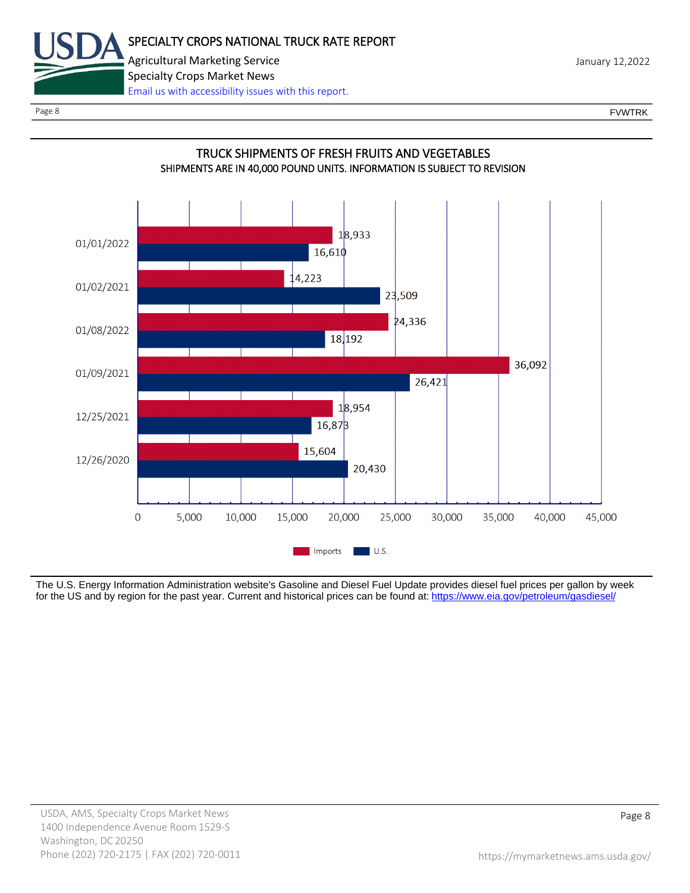TRUCK SHIPMENTS OF FRESH FRUITS AND VEGETABLES

SHIPMENTS ARE IN 40,000 POUND UNITS. INFORMATION IS SUBJECT TO REVISION

01/01/2022
18,933
16,610

01/02/2021
14,223
23,509

01/08/2022
24,336
18,192

01/09/2021
36,092
26,421

12/25/2021
18,954
16,873

12/26/2020
15,604
20,430

0 5,000 10,000 15,000 20,000 25,000 30,000 35,000 40,000 45,000

Imports U.S.

The U.S. Energy Information Administration website's Gasoline and Diesel Fuel Update provides diesel fuel prices per gallon by week for the US and by region for the past year. Current and historical prices can be found at: https://www.eia.gov/petroleum/gasdiesel/

USDA, AMS, Specialty Crops Market News
1400 Independence Avenue Room 1529-S
Washington, DC 20250
Phone (202) 720-2175 | FAX (202) 720-0011

https://mymarketnews.ams.usda.gov/